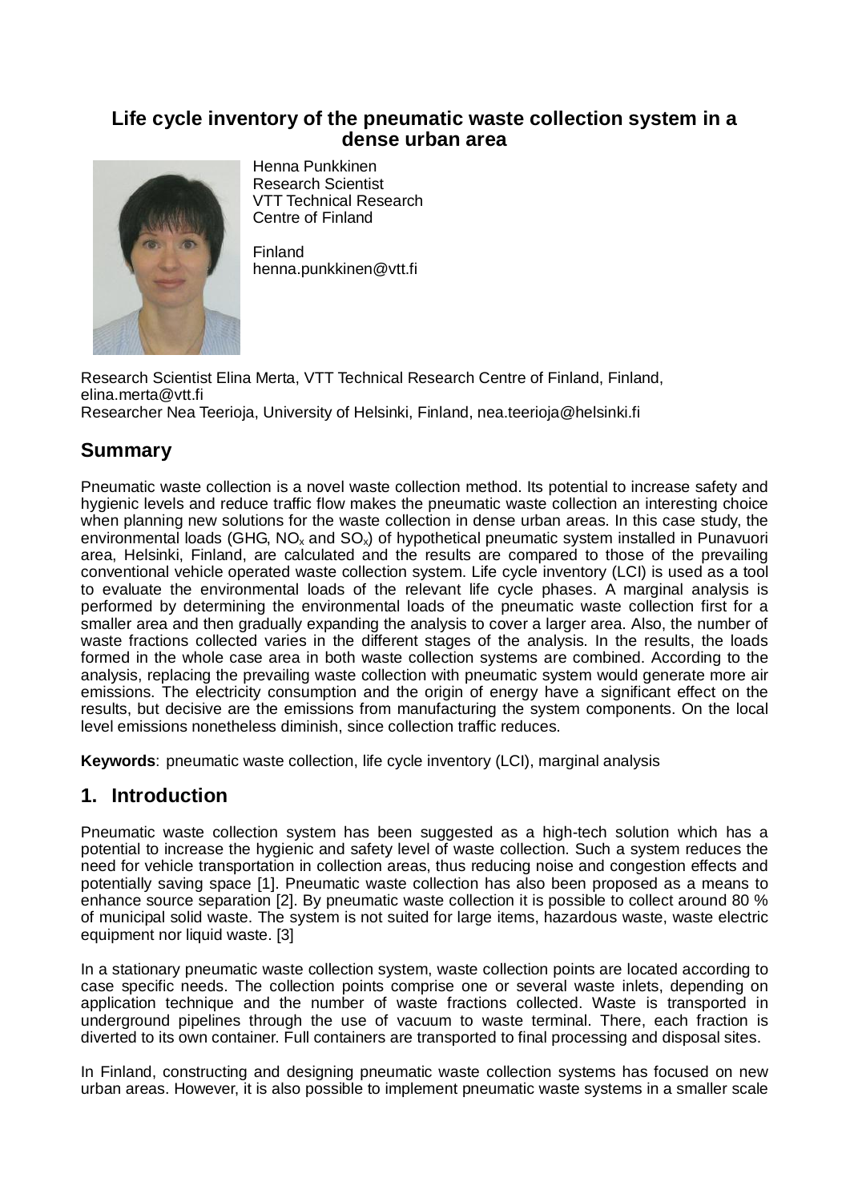# Life cycle inventory of the pneumatic waste collection system in a dense urban area

Henna Punkkinen
Research Scientist
VTT Technical Research Centre of Finland

Finland
henna.punkkinen@vtt.fi

Research Scientist Elina Merta, VTT Technical Research Centre of Finland, Finland, elina.merta@vtt.fi
Researcher Nea Teerioja, University of Helsinki, Finland, nea.teerioja@helsinki.fi

## Summary

Pneumatic waste collection is a novel waste collection method. Its potential to increase safety and hygienic levels and reduce traffic flow makes the pneumatic waste collection an interesting choice when planning new solutions for the waste collection in dense urban areas. In this case study, the environmental loads (GHG, $NO_x$ and $SO_x$) of hypothetical pneumatic system installed in Punavuori area, Helsinki, Finland, are calculated and the results are compared to those of the prevailing conventional vehicle operated waste collection system. Life cycle inventory (LCI) is used as a tool to evaluate the environmental loads of the relevant life cycle phases. A marginal analysis is performed by determining the environmental loads of the pneumatic waste collection first for a smaller area and then gradually expanding the analysis to cover a larger area. Also, the number of waste fractions collected varies in the different stages of the analysis. In the results, the loads formed in the whole case area in both waste collection systems are combined. According to the analysis, replacing the prevailing waste collection with pneumatic system would generate more air emissions. The electricity consumption and the origin of energy have a significant effect on the results, but decisive are the emissions from manufacturing the system components. On the local level emissions nonetheless diminish, since collection traffic reduces.

**Keywords**: pneumatic waste collection, life cycle inventory (LCI), marginal analysis

## 1. Introduction

Pneumatic waste collection system has been suggested as a high-tech solution which has a potential to increase the hygienic and safety level of waste collection. Such a system reduces the need for vehicle transportation in collection areas, thus reducing noise and congestion effects and potentially saving space [1]. Pneumatic waste collection has also been proposed as a means to enhance source separation [2]. By pneumatic waste collection it is possible to collect around 80 % of municipal solid waste. The system is not suited for large items, hazardous waste, waste electric equipment nor liquid waste. [3]

In a stationary pneumatic waste collection system, waste collection points are located according to case specific needs. The collection points comprise one or several waste inlets, depending on application technique and the number of waste fractions collected. Waste is transported in underground pipelines through the use of vacuum to waste terminal. There, each fraction is diverted to its own container. Full containers are transported to final processing and disposal sites.

In Finland, constructing and designing pneumatic waste collection systems has focused on new urban areas. However, it is also possible to implement pneumatic waste systems in a smaller scale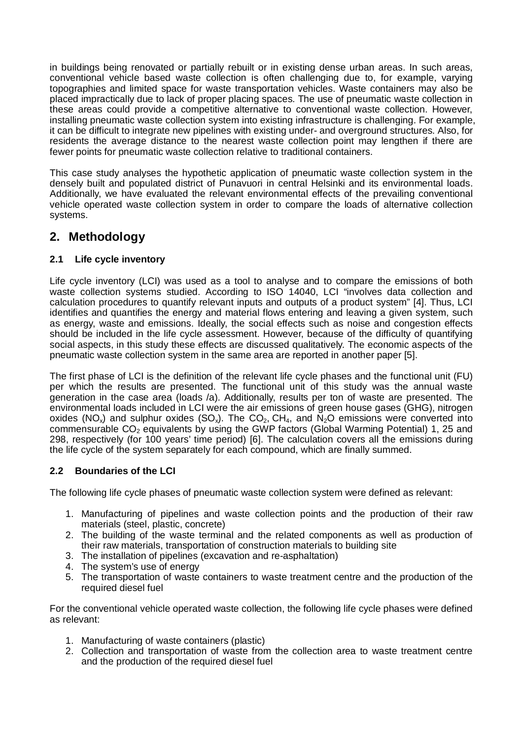in buildings being renovated or partially rebuilt or in existing dense urban areas. In such areas, conventional vehicle based waste collection is often challenging due to, for example, varying topographies and limited space for waste transportation vehicles. Waste containers may also be placed impractically due to lack of proper placing spaces. The use of pneumatic waste collection in these areas could provide a competitive alternative to conventional waste collection. However, installing pneumatic waste collection system into existing infrastructure is challenging. For example, it can be difficult to integrate new pipelines with existing under- and overground structures. Also, for residents the average distance to the nearest waste collection point may lengthen if there are fewer points for pneumatic waste collection relative to traditional containers.

This case study analyses the hypothetic application of pneumatic waste collection system in the densely built and populated district of Punavuori in central Helsinki and its environmental loads. Additionally, we have evaluated the relevant environmental effects of the prevailing conventional vehicle operated waste collection system in order to compare the loads of alternative collection systems.

## 2. Methodology

### 2.1 Life cycle inventory

Life cycle inventory (LCI) was used as a tool to analyse and to compare the emissions of both waste collection systems studied. According to ISO 14040, LCI "involves data collection and calculation procedures to quantify relevant inputs and outputs of a product system" [4]. Thus, LCI identifies and quantifies the energy and material flows entering and leaving a given system, such as energy, waste and emissions. Ideally, the social effects such as noise and congestion effects should be included in the life cycle assessment. However, because of the difficulty of quantifying social aspects, in this study these effects are discussed qualitatively. The economic aspects of the pneumatic waste collection system in the same area are reported in another paper [5].

The first phase of LCI is the definition of the relevant life cycle phases and the functional unit (FU) per which the results are presented. The functional unit of this study was the annual waste generation in the case area (loads /a). Additionally, results per ton of waste are presented. The environmental loads included in LCI were the air emissions of green house gases (GHG), nitrogen oxides ($NO_x$) and sulphur oxides ($SO_x$). The $CO_2$, $CH_4$, and $N_2O$ emissions were converted into commensurable $CO_2$ equivalents by using the GWP factors (Global Warming Potential) 1, 25 and 298, respectively (for 100 years' time period) [6]. The calculation covers all the emissions during the life cycle of the system separately for each compound, which are finally summed.

### 2.2 Boundaries of the LCI

The following life cycle phases of pneumatic waste collection system were defined as relevant:

1. Manufacturing of pipelines and waste collection points and the production of their raw materials (steel, plastic, concrete)
2. The building of the waste terminal and the related components as well as production of their raw materials, transportation of construction materials to building site
3. The installation of pipelines (excavation and re-asphaltation)
4. The system's use of energy
5. The transportation of waste containers to waste treatment centre and the production of the required diesel fuel

For the conventional vehicle operated waste collection, the following life cycle phases were defined as relevant:

1. Manufacturing of waste containers (plastic)
2. Collection and transportation of waste from the collection area to waste treatment centre and the production of the required diesel fuel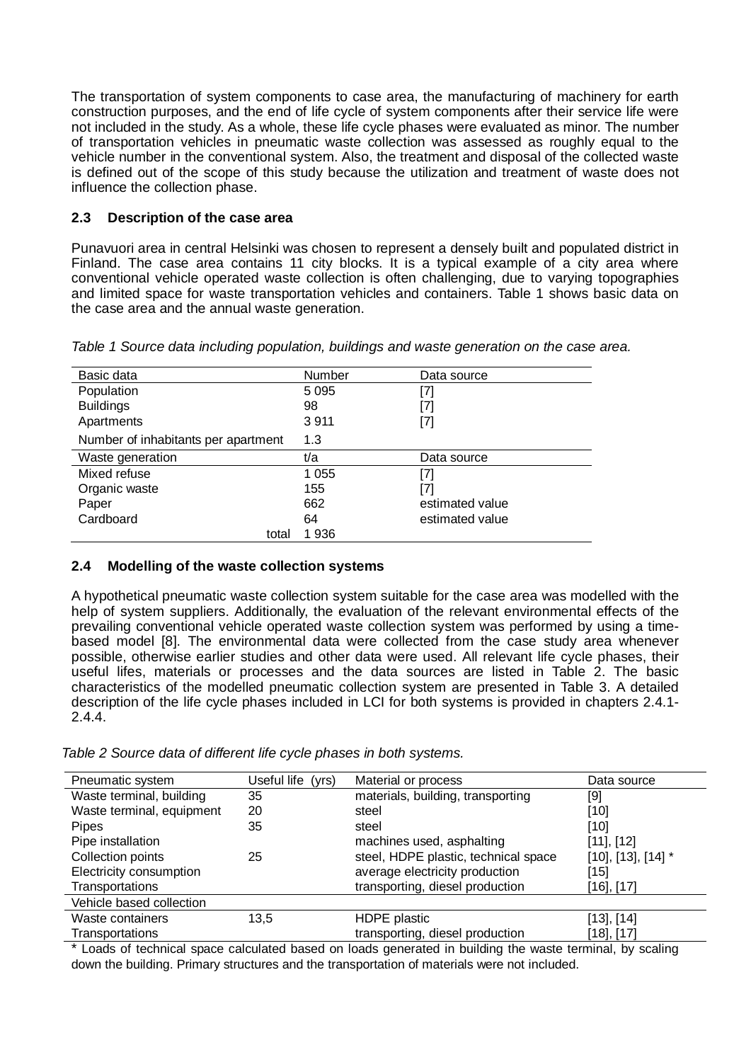The transportation of system components to case area, the manufacturing of machinery for earth construction purposes, and the end of life cycle of system components after their service life were not included in the study. As a whole, these life cycle phases were evaluated as minor. The number of transportation vehicles in pneumatic waste collection was assessed as roughly equal to the vehicle number in the conventional system. Also, the treatment and disposal of the collected waste is defined out of the scope of this study because the utilization and treatment of waste does not influence the collection phase.

### 2.3 Description of the case area

Punavuori area in central Helsinki was chosen to represent a densely built and populated district in Finland. The case area contains 11 city blocks. It is a typical example of a city area where conventional vehicle operated waste collection is often challenging, due to varying topographies and limited space for waste transportation vehicles and containers. Table 1 shows basic data on the case area and the annual waste generation.

*Table 1 Source data including population, buildings and waste generation on the case area.*

| Basic data | Number | Data source |
|---|---|---|
| Population | 5 095 | [7] |
| Buildings | 98 | [7] |
| Apartments | 3 911 | [7] |
| Number of inhabitants per apartment | 1.3 | |
| **Waste generation** | **t/a** | **Data source** |
| Mixed refuse | 1 055 | [7] |
| Organic waste | 155 | [7] |
| Paper | 662 | estimated value |
| Cardboard | 64 | estimated value |
| total | 1 936 | |

### 2.4 Modelling of the waste collection systems

A hypothetical pneumatic waste collection system suitable for the case area was modelled with the help of system suppliers. Additionally, the evaluation of the relevant environmental effects of the prevailing conventional vehicle operated waste collection system was performed by using a time-based model [8]. The environmental data were collected from the case study area whenever possible, otherwise earlier studies and other data were used. All relevant life cycle phases, their useful lifes, materials or processes and the data sources are listed in Table 2. The basic characteristics of the modelled pneumatic collection system are presented in Table 3. A detailed description of the life cycle phases included in LCI for both systems is provided in chapters 2.4.1-2.4.4.

*Table 2 Source data of different life cycle phases in both systems.*

| Pneumatic system | Useful life (yrs) | Material or process | Data source |
|---|---|---|---|
| Waste terminal, building | 35 | materials, building, transporting | [9] |
| Waste terminal, equipment | 20 | steel | [10] |
| Pipes | 35 | steel | [10] |
| Pipe installation | | machines used, asphalting | [11], [12] |
| Collection points | 25 | steel, HDPE plastic, technical space | [10], [13], [14] * |
| Electricity consumption | | average electricity production | [15] |
| Transportations | | transporting, diesel production | [16], [17] |
| **Vehicle based collection** | | | |
| Waste containers | 13,5 | HDPE plastic | [13], [14] |
| Transportations | | transporting, diesel production | [18], [17] |

* Loads of technical space calculated based on loads generated in building the waste terminal, by scaling down the building. Primary structures and the transportation of materials were not included.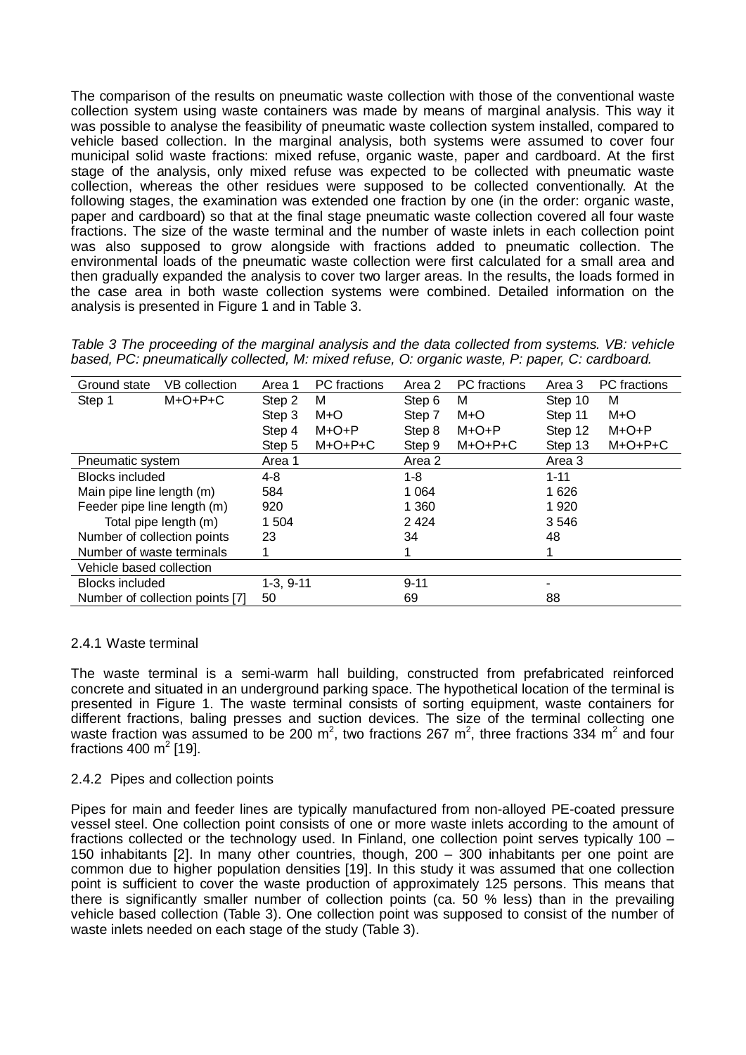The comparison of the results on pneumatic waste collection with those of the conventional waste collection system using waste containers was made by means of marginal analysis. This way it was possible to analyse the feasibility of pneumatic waste collection system installed, compared to vehicle based collection. In the marginal analysis, both systems were assumed to cover four municipal solid waste fractions: mixed refuse, organic waste, paper and cardboard. At the first stage of the analysis, only mixed refuse was expected to be collected with pneumatic waste collection, whereas the other residues were supposed to be collected conventionally. At the following stages, the examination was extended one fraction by one (in the order: organic waste, paper and cardboard) so that at the final stage pneumatic waste collection covered all four waste fractions. The size of the waste terminal and the number of waste inlets in each collection point was also supposed to grow alongside with fractions added to pneumatic collection. The environmental loads of the pneumatic waste collection were first calculated for a small area and then gradually expanded the analysis to cover two larger areas. In the results, the loads formed in the case area in both waste collection systems were combined. Detailed information on the analysis is presented in Figure 1 and in Table 3.

*Table 3 The proceeding of the marginal analysis and the data collected from systems. VB: vehicle based, PC: pneumatically collected, M: mixed refuse, O: organic waste, P: paper, C: cardboard.*

| Ground state | VB collection | Area 1 | PC fractions | Area 2 | PC fractions | Area 3 | PC fractions |
|---|---|---|---|---|---|---|---|
| Step 1 | M+O+P+C | Step 2 | M | Step 6 | M | Step 10 | M |
| | | Step 3 | M+O | Step 7 | M+O | Step 11 | M+O |
| | | Step 4 | M+O+P | Step 8 | M+O+P | Step 12 | M+O+P |
| | | Step 5 | M+O+P+C | Step 9 | M+O+P+C | Step 13 | M+O+P+C |
| Pneumatic system | | Area 1 | | Area 2 | | Area 3 | |
| Blocks included | | 4-8 | | 1-8 | | 1-11 | |
| Main pipe line length (m) | | 584 | | 1 064 | | 1 626 | |
| Feeder pipe line length (m) | | 920 | | 1 360 | | 1 920 | |
| Total pipe length (m) | | 1 504 | | 2 424 | | 3 546 | |
| Number of collection points | | 23 | | 34 | | 48 | |
| Number of waste terminals | | 1 | | 1 | | 1 | |
| Vehicle based collection | | | | | | | |
| Blocks included | | 1-3, 9-11 | | 9-11 | | - | |
| Number of collection points [7] | | 50 | | 69 | | 88 | |

### 2.4.1 Waste terminal

The waste terminal is a semi-warm hall building, constructed from prefabricated reinforced concrete and situated in an underground parking space. The hypothetical location of the terminal is presented in Figure 1. The waste terminal consists of sorting equipment, waste containers for different fractions, baling presses and suction devices. The size of the terminal collecting one waste fraction was assumed to be 200 $m^2$, two fractions 267 $m^2$, three fractions 334 $m^2$ and four fractions 400 $m^2$ [19].

### 2.4.2 Pipes and collection points

Pipes for main and feeder lines are typically manufactured from non-alloyed PE-coated pressure vessel steel. One collection point consists of one or more waste inlets according to the amount of fractions collected or the technology used. In Finland, one collection point serves typically 100 – 150 inhabitants [2]. In many other countries, though, 200 – 300 inhabitants per one point are common due to higher population densities [19]. In this study it was assumed that one collection point is sufficient to cover the waste production of approximately 125 persons. This means that there is significantly smaller number of collection points (ca. 50 % less) than in the prevailing vehicle based collection (Table 3). One collection point was supposed to consist of the number of waste inlets needed on each stage of the study (Table 3).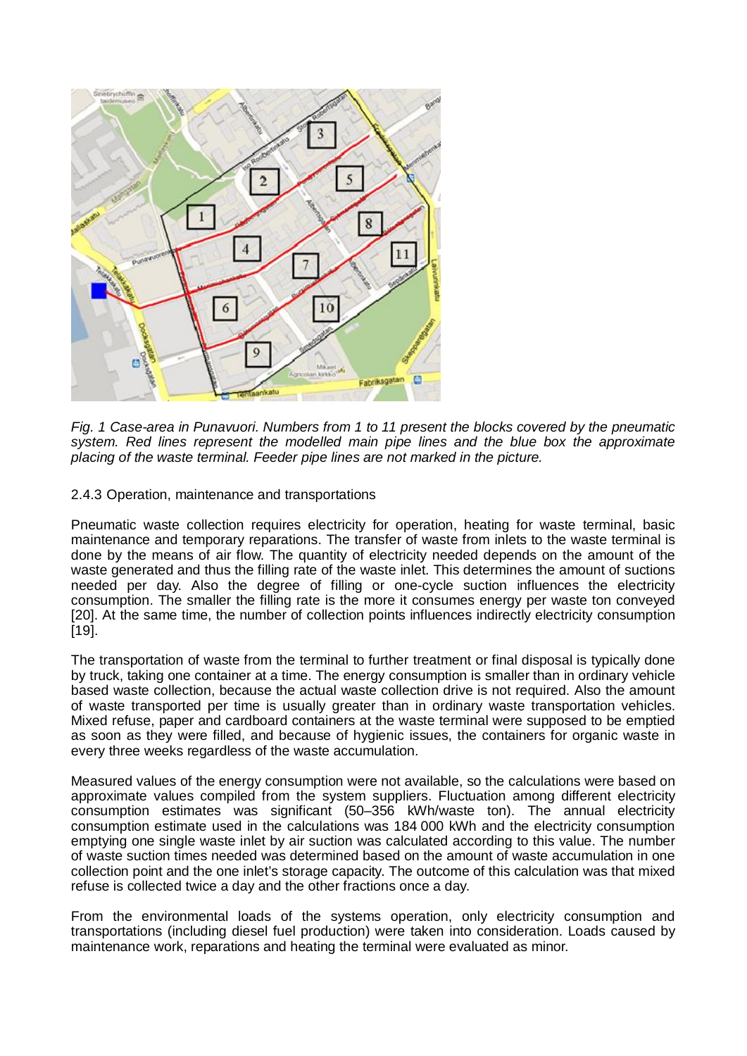*Fig. 1 Case-area in Punavuori. Numbers from 1 to 11 present the blocks covered by the pneumatic system. Red lines represent the modelled main pipe lines and the blue box the approximate placing of the waste terminal. Feeder pipe lines are not marked in the picture.*

### 2.4.3 Operation, maintenance and transportations

Pneumatic waste collection requires electricity for operation, heating for waste terminal, basic maintenance and temporary reparations. The transfer of waste from inlets to the waste terminal is done by the means of air flow. The quantity of electricity needed depends on the amount of the waste generated and thus the filling rate of the waste inlet. This determines the amount of suctions needed per day. Also the degree of filling or one-cycle suction influences the electricity consumption. The smaller the filling rate is the more it consumes energy per waste ton conveyed [20]. At the same time, the number of collection points influences indirectly electricity consumption [19].

The transportation of waste from the terminal to further treatment or final disposal is typically done by truck, taking one container at a time. The energy consumption is smaller than in ordinary vehicle based waste collection, because the actual waste collection drive is not required. Also the amount of waste transported per time is usually greater than in ordinary waste transportation vehicles. Mixed refuse, paper and cardboard containers at the waste terminal were supposed to be emptied as soon as they were filled, and because of hygienic issues, the containers for organic waste in every three weeks regardless of the waste accumulation.

Measured values of the energy consumption were not available, so the calculations were based on approximate values compiled from the system suppliers. Fluctuation among different electricity consumption estimates was significant (50–356 kWh/waste ton). The annual electricity consumption estimate used in the calculations was 184 000 kWh and the electricity consumption emptying one single waste inlet by air suction was calculated according to this value. The number of waste suction times needed was determined based on the amount of waste accumulation in one collection point and the one inlet's storage capacity. The outcome of this calculation was that mixed refuse is collected twice a day and the other fractions once a day.

From the environmental loads of the systems operation, only electricity consumption and transportations (including diesel fuel production) were taken into consideration. Loads caused by maintenance work, reparations and heating the terminal were evaluated as minor.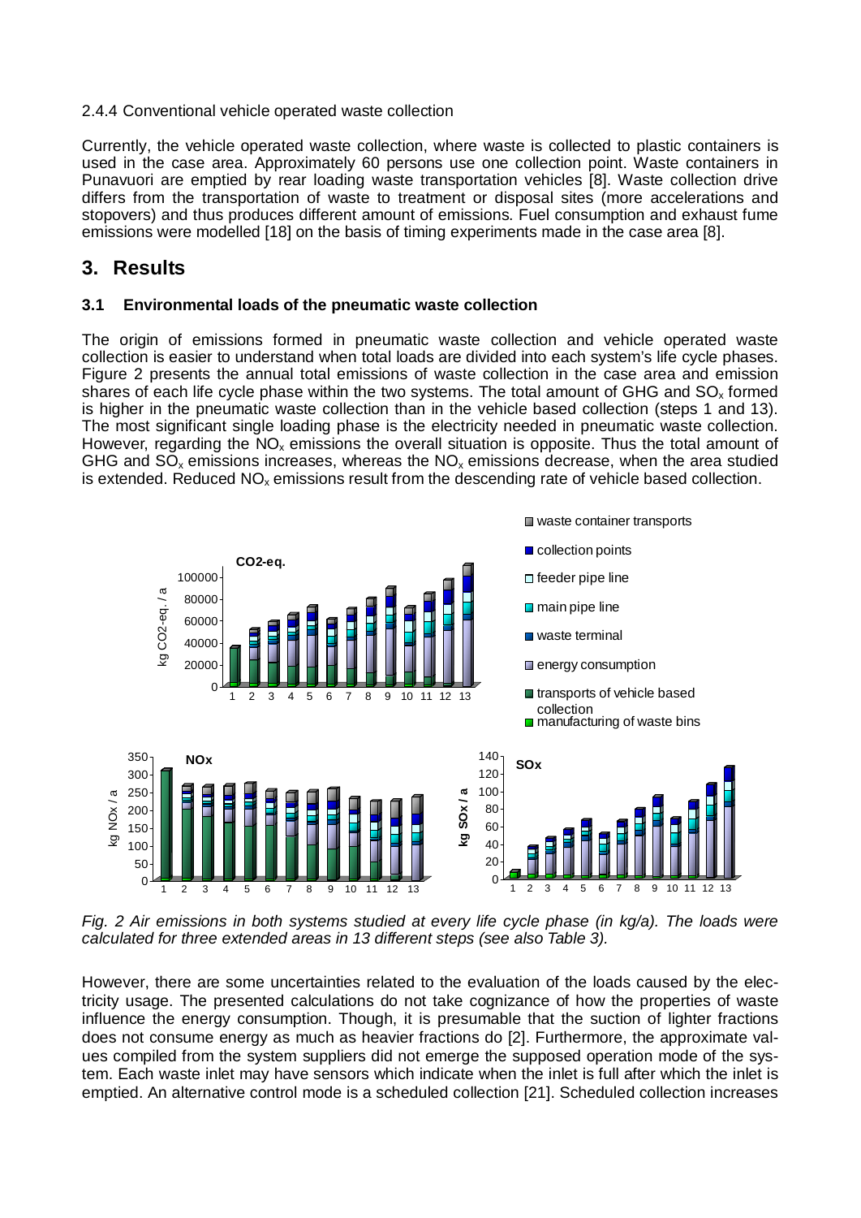2.4.4 Conventional vehicle operated waste collection

Currently, the vehicle operated waste collection, where waste is collected to plastic containers is used in the case area. Approximately 60 persons use one collection point. Waste containers in Punavuori are emptied by rear loading waste transportation vehicles [8]. Waste collection drive differs from the transportation of waste to treatment or disposal sites (more accelerations and stopovers) and thus produces different amount of emissions. Fuel consumption and exhaust fume emissions were modelled [18] on the basis of timing experiments made in the case area [8].

# 3. Results

### 3.1 Environmental loads of the pneumatic waste collection

The origin of emissions formed in pneumatic waste collection and vehicle operated waste collection is easier to understand when total loads are divided into each system's life cycle phases. Figure 2 presents the annual total emissions of waste collection in the case area and emission shares of each life cycle phase within the two systems. The total amount of GHG and $SO_x$ formed is higher in the pneumatic waste collection than in the vehicle based collection (steps 1 and 13). The most significant single loading phase is the electricity needed in pneumatic waste collection. However, regarding the $NO_x$ emissions the overall situation is opposite. Thus the total amount of GHG and $SO_x$ emissions increases, whereas the $NO_x$ emissions decrease, when the area studied is extended. Reduced $NO_x$ emissions result from the descending rate of vehicle based collection.

*Fig. 2 Air emissions in both systems studied at every life cycle phase (in kg/a). The loads were calculated for three extended areas in 13 different steps (see also Table 3).*

However, there are some uncertainties related to the evaluation of the loads caused by the electricity usage. The presented calculations do not take cognizance of how the properties of waste influence the energy consumption. Though, it is presumable that the suction of lighter fractions does not consume energy as much as heavier fractions do [2]. Furthermore, the approximate values compiled from the system suppliers did not emerge the supposed operation mode of the system. Each waste inlet may have sensors which indicate when the inlet is full after which the inlet is emptied. An alternative control mode is a scheduled collection [21]. Scheduled collection increases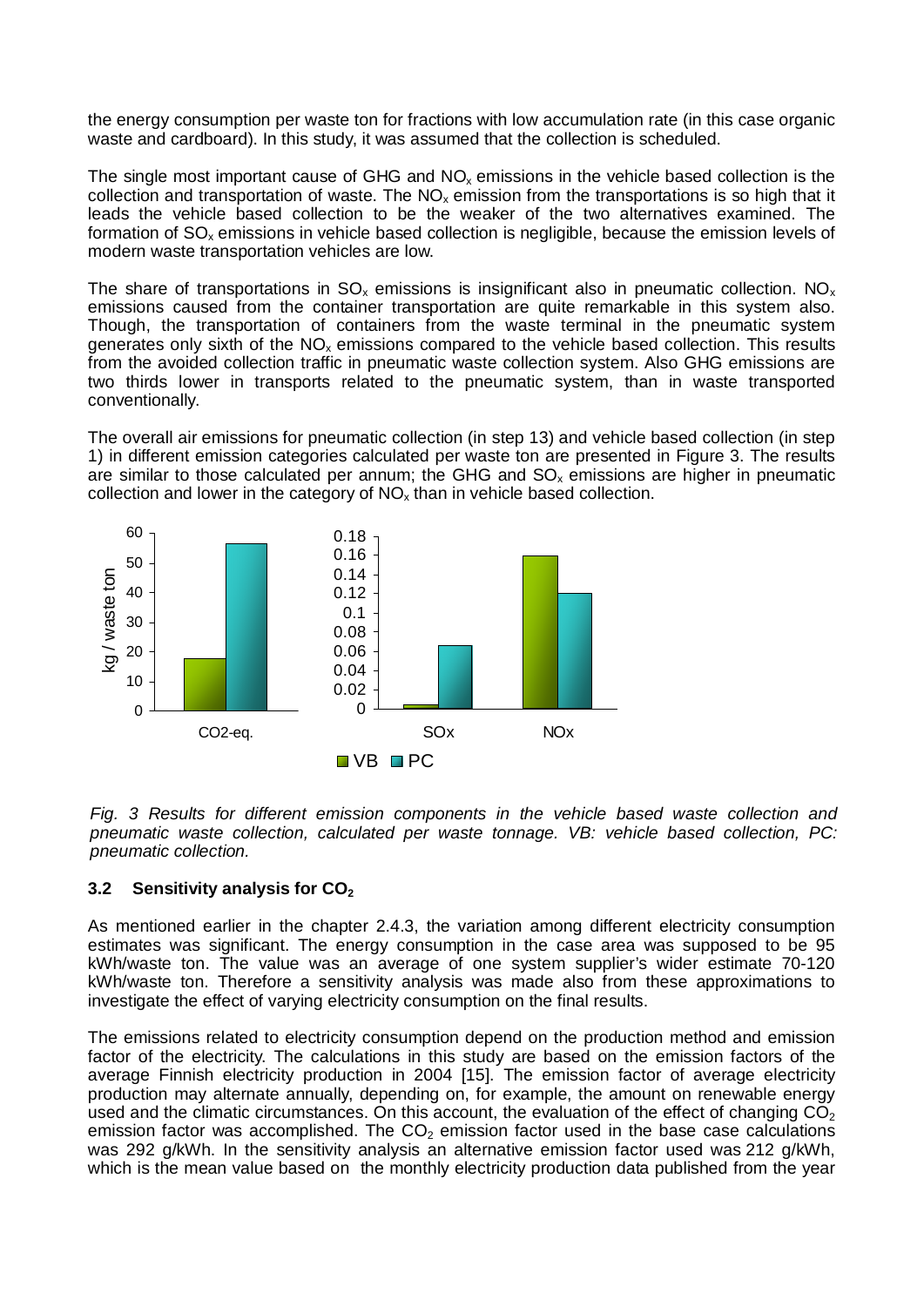the energy consumption per waste ton for fractions with low accumulation rate (in this case organic waste and cardboard). In this study, it was assumed that the collection is scheduled.

The single most important cause of GHG and $NO_x$ emissions in the vehicle based collection is the collection and transportation of waste. The $NO_x$ emission from the transportations is so high that it leads the vehicle based collection to be the weaker of the two alternatives examined. The formation of $SO_x$ emissions in vehicle based collection is negligible, because the emission levels of modern waste transportation vehicles are low.

The share of transportations in $SO_x$ emissions is insignificant also in pneumatic collection. $NO_x$ emissions caused from the container transportation are quite remarkable in this system also. Though, the transportation of containers from the waste terminal in the pneumatic system generates only sixth of the $NO_x$ emissions compared to the vehicle based collection. This results from the avoided collection traffic in pneumatic waste collection system. Also GHG emissions are two thirds lower in transports related to the pneumatic system, than in waste transported conventionally.

The overall air emissions for pneumatic collection (in step 13) and vehicle based collection (in step 1) in different emission categories calculated per waste ton are presented in Figure 3. The results are similar to those calculated per annum; the GHG and $SO_x$ emissions are higher in pneumatic collection and lower in the category of $NO_x$ than in vehicle based collection.

*Fig. 3 Results for different emission components in the vehicle based waste collection and pneumatic waste collection, calculated per waste tonnage. VB: vehicle based collection, PC: pneumatic collection.*

### 3.2 Sensitivity analysis for $CO_2$

As mentioned earlier in the chapter 2.4.3, the variation among different electricity consumption estimates was significant. The energy consumption in the case area was supposed to be 95 kWh/waste ton. The value was an average of one system supplier's wider estimate 70-120 kWh/waste ton. Therefore a sensitivity analysis was made also from these approximations to investigate the effect of varying electricity consumption on the final results.

The emissions related to electricity consumption depend on the production method and emission factor of the electricity. The calculations in this study are based on the emission factors of the average Finnish electricity production in 2004 [15]. The emission factor of average electricity production may alternate annually, depending on, for example, the amount on renewable energy used and the climatic circumstances. On this account, the evaluation of the effect of changing $CO_2$ emission factor was accomplished. The $CO_2$ emission factor used in the base case calculations was 292 g/kWh. In the sensitivity analysis an alternative emission factor used was 212 g/kWh, which is the mean value based on the monthly electricity production data published from the year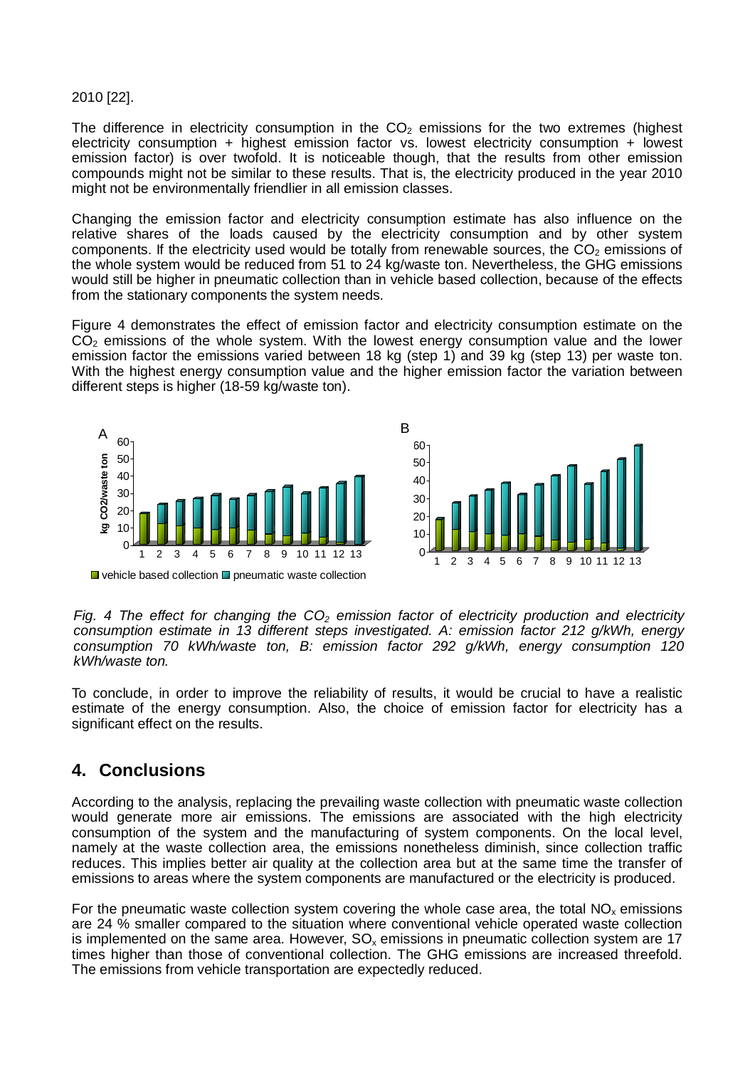2010 [22].

The difference in electricity consumption in the $CO_2$ emissions for the two extremes (highest electricity consumption + highest emission factor vs. lowest electricity consumption + lowest emission factor) is over twofold. It is noticeable though, that the results from other emission compounds might not be similar to these results. That is, the electricity produced in the year 2010 might not be environmentally friendlier in all emission classes.

Changing the emission factor and electricity consumption estimate has also influence on the relative shares of the loads caused by the electricity consumption and by other system components. If the electricity used would be totally from renewable sources, the $CO_2$ emissions of the whole system would be reduced from 51 to 24 kg/waste ton. Nevertheless, the GHG emissions would still be higher in pneumatic collection than in vehicle based collection, because of the effects from the stationary components the system needs.

Figure 4 demonstrates the effect of emission factor and electricity consumption estimate on the $CO_2$ emissions of the whole system. With the lowest energy consumption value and the lower emission factor the emissions varied between 18 kg (step 1) and 39 kg (step 13) per waste ton. With the highest energy consumption value and the higher emission factor the variation between different steps is higher (18-59 kg/waste ton).

*Fig. 4 The effect for changing the $CO_2$ emission factor of electricity production and electricity consumption estimate in 13 different steps investigated. A: emission factor 212 g/kWh, energy consumption 70 kWh/waste ton, B: emission factor 292 g/kWh, energy consumption 120 kWh/waste ton.*

To conclude, in order to improve the reliability of results, it would be crucial to have a realistic estimate of the energy consumption. Also, the choice of emission factor for electricity has a significant effect on the results.

## 4. Conclusions

According to the analysis, replacing the prevailing waste collection with pneumatic waste collection would generate more air emissions. The emissions are associated with the high electricity consumption of the system and the manufacturing of system components. On the local level, namely at the waste collection area, the emissions nonetheless diminish, since collection traffic reduces. This implies better air quality at the collection area but at the same time the transfer of emissions to areas where the system components are manufactured or the electricity is produced.

For the pneumatic waste collection system covering the whole case area, the total $NO_x$ emissions are 24 % smaller compared to the situation where conventional vehicle operated waste collection is implemented on the same area. However, $SO_x$ emissions in pneumatic collection system are 17 times higher than those of conventional collection. The GHG emissions are increased threefold. The emissions from vehicle transportation are expectedly reduced.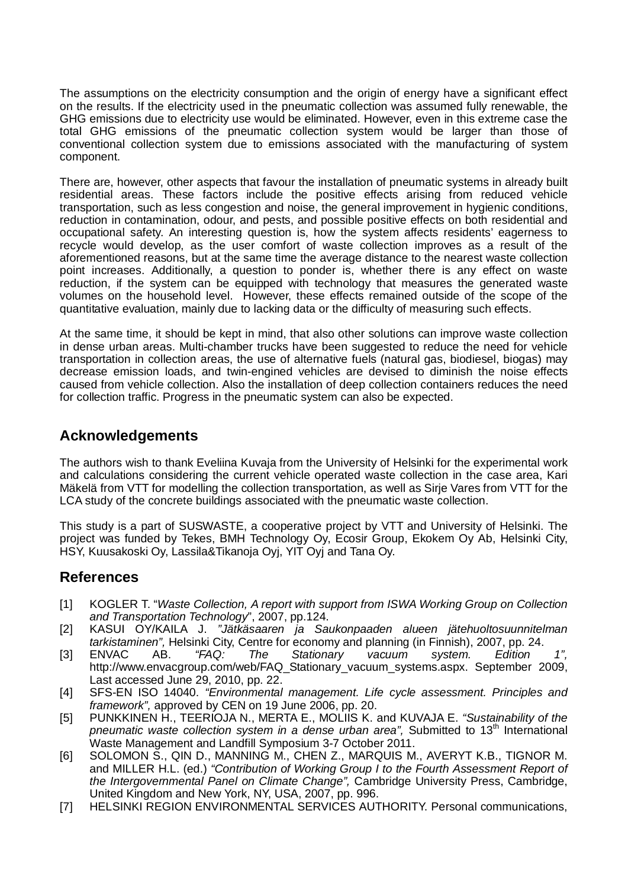The assumptions on the electricity consumption and the origin of energy have a significant effect on the results. If the electricity used in the pneumatic collection was assumed fully renewable, the GHG emissions due to electricity use would be eliminated. However, even in this extreme case the total GHG emissions of the pneumatic collection system would be larger than those of conventional collection system due to emissions associated with the manufacturing of system component.

There are, however, other aspects that favour the installation of pneumatic systems in already built residential areas. These factors include the positive effects arising from reduced vehicle transportation, such as less congestion and noise, the general improvement in hygienic conditions, reduction in contamination, odour, and pests, and possible positive effects on both residential and occupational safety. An interesting question is, how the system affects residents' eagerness to recycle would develop, as the user comfort of waste collection improves as a result of the aforementioned reasons, but at the same time the average distance to the nearest waste collection point increases. Additionally, a question to ponder is, whether there is any effect on waste reduction, if the system can be equipped with technology that measures the generated waste volumes on the household level. However, these effects remained outside of the scope of the quantitative evaluation, mainly due to lacking data or the difficulty of measuring such effects.

At the same time, it should be kept in mind, that also other solutions can improve waste collection in dense urban areas. Multi-chamber trucks have been suggested to reduce the need for vehicle transportation in collection areas, the use of alternative fuels (natural gas, biodiesel, biogas) may decrease emission loads, and twin-engined vehicles are devised to diminish the noise effects caused from vehicle collection. Also the installation of deep collection containers reduces the need for collection traffic. Progress in the pneumatic system can also be expected.

## Acknowledgements

The authors wish to thank Eveliina Kuvaja from the University of Helsinki for the experimental work and calculations considering the current vehicle operated waste collection in the case area, Kari Mäkelä from VTT for modelling the collection transportation, as well as Sirje Vares from VTT for the LCA study of the concrete buildings associated with the pneumatic waste collection.

This study is a part of SUSWASTE, a cooperative project by VTT and University of Helsinki. The project was funded by Tekes, BMH Technology Oy, Ecosir Group, Ekokem Oy Ab, Helsinki City, HSY, Kuusakoski Oy, Lassila&Tikanoja Oyj, YIT Oyj and Tana Oy.

## References

[1] KOGLER T. "*Waste Collection, A report with support from ISWA Working Group on Collection and Transportation Technology*", 2007, pp.124.

[2] KASUI OY/KAILA J. *"Jätkäsaaren ja Saukonpaaden alueen jätehuoltosuunnitelman tarkistaminen",* Helsinki City, Centre for economy and planning (in Finnish), 2007, pp. 24.

[3] ENVAC AB. *"FAQ: The Stationary vacuum system. Edition 1",* http://www.envacgroup.com/web/FAQ_Stationary_vacuum_systems.aspx. September 2009, Last accessed June 29, 2010, pp. 22.

[4] SFS-EN ISO 14040. *"Environmental management. Life cycle assessment. Principles and framework",* approved by CEN on 19 June 2006, pp. 20.

[5] PUNKKINEN H., TEERIOJA N., MERTA E., MOLIIS K. and KUVAJA E. *"Sustainability of the pneumatic waste collection system in a dense urban area",* Submitted to 13th International Waste Management and Landfill Symposium 3-7 October 2011.

[6] SOLOMON S., QIN D., MANNING M., CHEN Z., MARQUIS M., AVERYT K.B., TIGNOR M. and MILLER H.L. (ed.) *"Contribution of Working Group I to the Fourth Assessment Report of the Intergovernmental Panel on Climate Change",* Cambridge University Press, Cambridge, United Kingdom and New York, NY, USA, 2007, pp. 996.

[7] HELSINKI REGION ENVIRONMENTAL SERVICES AUTHORITY. Personal communications,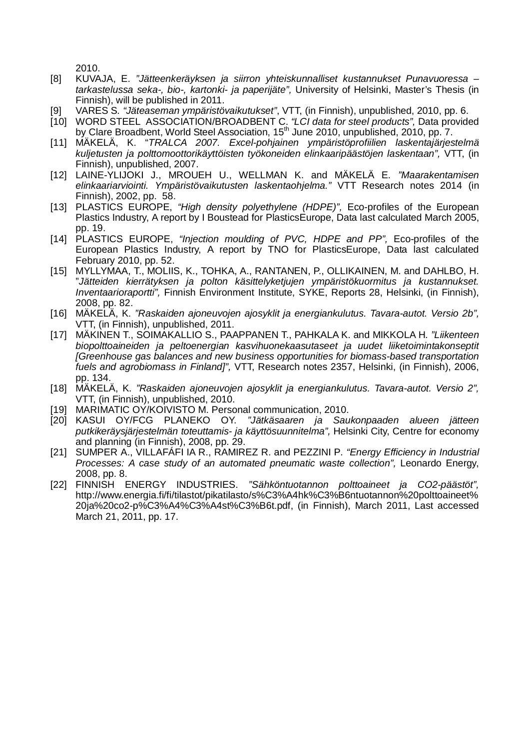2010.

[8] KUVAJA, E. *"Jätteenkeräyksen ja siirron yhteiskunnalliset kustannukset Punavuoressa – tarkastelussa seka-, bio-, kartonki- ja paperijäte",* University of Helsinki, Master's Thesis (in Finnish), will be published in 2011.

[9] VARES S. *"Jäteaseman ympäristövaikutukset"*, VTT, (in Finnish), unpublished, 2010, pp. 6.

[10] WORD STEEL ASSOCIATION/BROADBENT C. *"LCI data for steel products",* Data provided by Clare Broadbent, World Steel Association, 15th June 2010, unpublished, 2010, pp. 7.

[11] MÄKELÄ, K. "*TRALCA 2007. Excel-pohjainen ympäristöprofiilien laskentajärjestelmä kuljetusten ja polttomoottorikäyttöisten työkoneiden elinkaaripäästöjen laskentaan",* VTT, (in Finnish), unpublished, 2007.

[12] LAINE-YLIJOKI J., MROUEH U., WELLMAN K. and MÄKELÄ E. *"Maarakentamisen elinkaariarviointi. Ympäristövaikutusten laskentaohjelma."* VTT Research notes 2014 (in Finnish), 2002, pp. 58.

[13] PLASTICS EUROPE, *"High density polyethylene (HDPE)",* Eco-profiles of the European Plastics Industry, A report by I Boustead for PlasticsEurope, Data last calculated March 2005, pp. 19.

[14] PLASTICS EUROPE, *"Injection moulding of PVC, HDPE and PP",* Eco-profiles of the European Plastics Industry, A report by TNO for PlasticsEurope, Data last calculated February 2010, pp. 52.

[15] MYLLYMAA, T., MOLIIS, K., TOHKA, A., RANTANEN, P., OLLIKAINEN, M. and DAHLBO, H. *"Jätteiden kierrätyksen ja polton käsittelyketjujen ympäristökuormitus ja kustannukset. Inventaarioraportti",* Finnish Environment Institute, SYKE, Reports 28, Helsinki, (in Finnish), 2008, pp. 82.

[16] MÄKELÄ, K. *"Raskaiden ajoneuvojen ajosyklit ja energiankulutus. Tavara-autot. Versio 2b",* VTT, (in Finnish), unpublished, 2011.

[17] MÄKINEN T., SOIMAKALLIO S., PAAPPANEN T., PAHKALA K. and MIKKOLA H. *"Liikenteen biopolttoaineiden ja peltoenergian kasvihuonekaasutaseet ja uudet liiketoimintakonseptit [Greenhouse gas balances and new business opportunities for biomass-based transportation fuels and agrobiomass in Finland]",* VTT, Research notes 2357, Helsinki, (in Finnish), 2006, pp. 134.

[18] MÄKELÄ, K. *"Raskaiden ajoneuvojen ajosyklit ja energiankulutus. Tavara-autot. Versio 2",* VTT, (in Finnish), unpublished, 2010.

[19] MARIMATIC OY/KOIVISTO M. Personal communication, 2010.

[20] KASUI OY/FCG PLANEKO OY. *"Jätkäsaaren ja Saukonpaaden alueen jätteen putkikeräysjärjestelmän toteuttamis- ja käyttösuunnitelma",* Helsinki City, Centre for economy and planning (in Finnish), 2008, pp. 29.

[21] SUMPER A., VILLAFÁFI IA R., RAMIREZ R. and PEZZINI P. *"Energy Efficiency in Industrial Processes: A case study of an automated pneumatic waste collection",* Leonardo Energy, 2008, pp. 8.

[22] FINNISH ENERGY INDUSTRIES. *"Sähköntuotannon polttoaineet ja CO2-päästöt",* http://www.energia.fi/fi/tilastot/pikatilasto/s%C3%A4hk%C3%B6ntuotannon%20polttoaineet%20ja%20co2-p%C3%A4%C3%A4st%C3%B6t.pdf, (in Finnish), March 2011, Last accessed March 21, 2011, pp. 17.